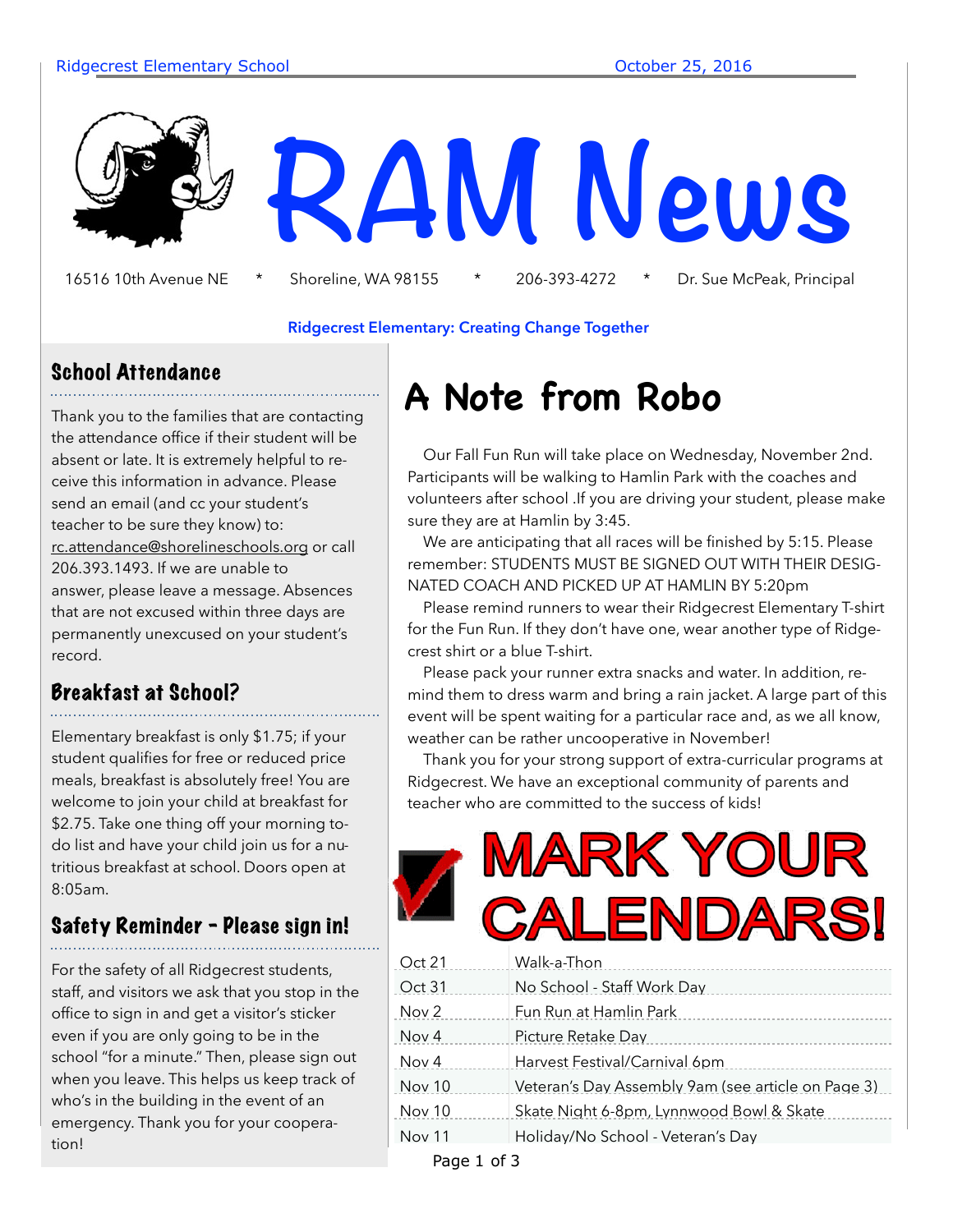Ridgecrest Elementary School — October 25, 2016

# RAM News

16516 10th Avenue NE * Shoreline, WA 98155 * 206-393-4272 * Dr. Sue McPeak, Principal

**Ridgecrest Elementary: Creating Change Together**

## School Attendance

Thank you to the families that are contacting the attendance office if their student will be absent or late. It is extremely helpful to receive this information in advance. Please send an email (and cc your student's teacher to be sure they know) to: rc.attendance@shorelineschools.org or call 206.393.1493. If we are unable to answer, please leave a message. Absences that are not excused within three days are permanently unexcused on your student's record.

## Breakfast at School?

Elementary breakfast is only $1.75; if your student qualifies for free or reduced price meals, breakfast is absolutely free! You are welcome to join your child at breakfast for $2.75. Take one thing off your morning to-do list and have your child join us for a nutritious breakfast at school. Doors open at 8:05am.

## Safety Reminder - Please sign in!

For the safety of all Ridgecrest students, staff, and visitors we ask that you stop in the office to sign in and get a visitor's sticker even if you are only going to be in the school "for a minute." Then, please sign out when you leave. This helps us keep track of who's in the building in the event of an emergency. Thank you for your cooperation!

# A Note from Robo

Our Fall Fun Run will take place on Wednesday, November 2nd. Participants will be walking to Hamlin Park with the coaches and volunteers after school .If you are driving your student, please make sure they are at Hamlin by 3:45.

We are anticipating that all races will be finished by 5:15. Please remember: STUDENTS MUST BE SIGNED OUT WITH THEIR DESIGNATED COACH AND PICKED UP AT HAMLIN BY 5:20pm

Please remind runners to wear their Ridgecrest Elementary T-shirt for the Fun Run. If they don't have one, wear another type of Ridgecrest shirt or a blue T-shirt.

Please pack your runner extra snacks and water. In addition, remind them to dress warm and bring a rain jacket. A large part of this event will be spent waiting for a particular race and, as we all know, weather can be rather uncooperative in November!

Thank you for your strong support of extra-curricular programs at Ridgecrest. We have an exceptional community of parents and teacher who are committed to the success of kids!

# MARK YOUR CALENDARS!

| Date | Event |
|---|---|
| Oct 21 | Walk-a-Thon |
| Oct 31 | No School - Staff Work Day |
| Nov 2 | Fun Run at Hamlin Park |
| Nov 4 | Picture Retake Day |
| Nov 4 | Harvest Festival/Carnival 6pm |
| Nov 10 | Veteran's Day Assembly 9am (see article on Page 3) |
| Nov 10 | Skate Night 6-8pm, Lynnwood Bowl & Skate |
| Nov 11 | Holiday/No School - Veteran's Day |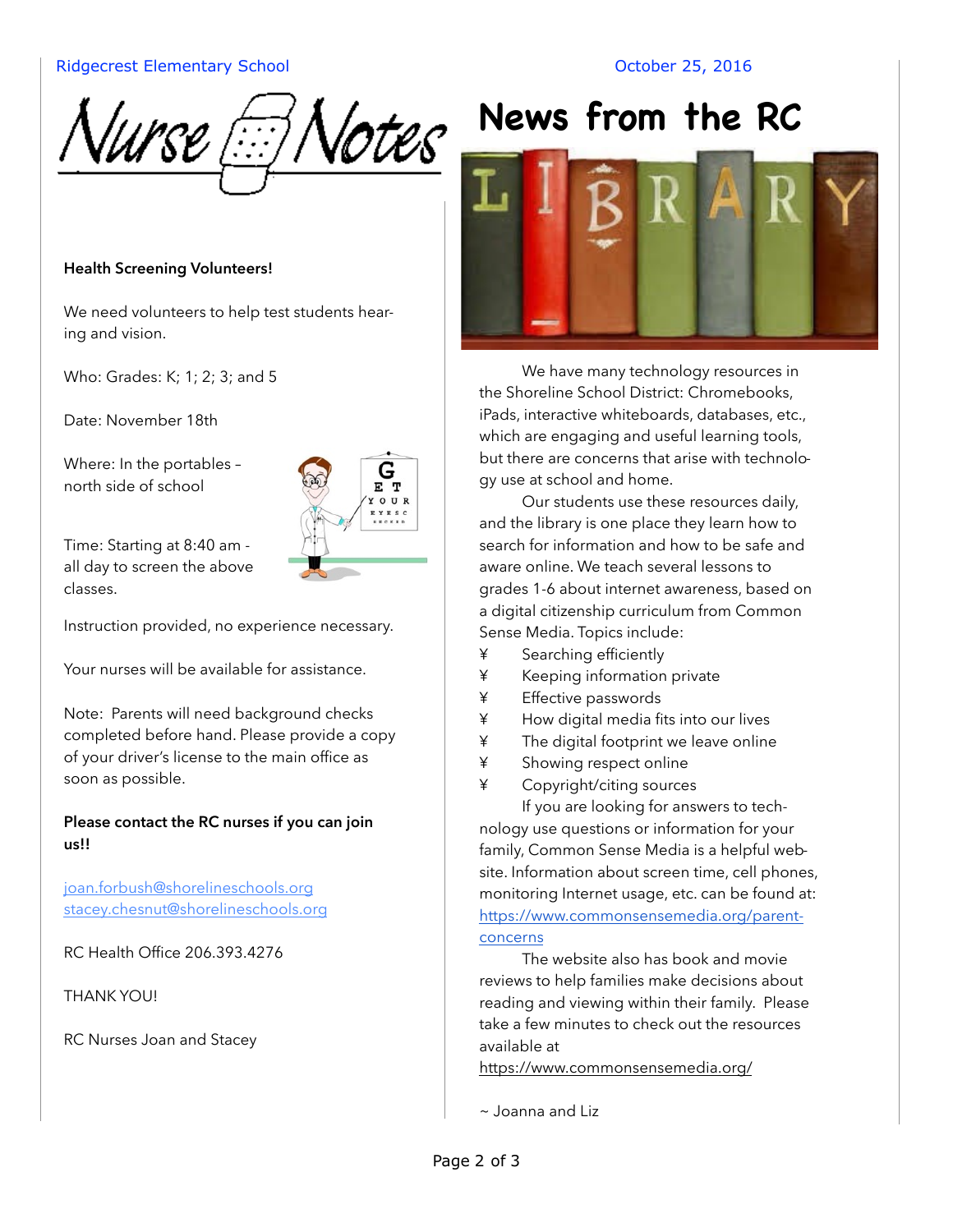# Nurse Notes

**Health Screening Volunteers!**

We need volunteers to help test students hearing and vision.

Who: Grades: K; 1; 2; 3; and 5

Date: November 18th

Where: In the portables – north side of school

Time: Starting at 8:40 am - all day to screen the above classes.

Instruction provided, no experience necessary.

Your nurses will be available for assistance.

Note: Parents will need background checks completed before hand. Please provide a copy of your driver's license to the main office as soon as possible.

**Please contact the RC nurses if you can join us!!**

joan.forbush@shorelineschools.org
stacey.chesnut@shorelineschools.org

RC Health Office 206.393.4276

THANK YOU!

RC Nurses Joan and Stacey

# News from the RC

# LIBRARY

We have many technology resources in the Shoreline School District: Chromebooks, iPads, interactive whiteboards, databases, etc., which are engaging and useful learning tools, but there are concerns that arise with technology use at school and home.

Our students use these resources daily, and the library is one place they learn how to search for information and how to be safe and aware online. We teach several lessons to grades 1-6 about internet awareness, based on a digital citizenship curriculum from Common Sense Media. Topics include:

- Searching efficiently
- Keeping information private
- Effective passwords
- How digital media fits into our lives
- The digital footprint we leave online
- Showing respect online
- Copyright/citing sources

If you are looking for answers to technology use questions or information for your family, Common Sense Media is a helpful website. Information about screen time, cell phones, monitoring Internet usage, etc. can be found at: https://www.commonsensemedia.org/parent-concerns

The website also has book and movie reviews to help families make decisions about reading and viewing within their family. Please take a few minutes to check out the resources available at https://www.commonsensemedia.org/

~ Joanna and Liz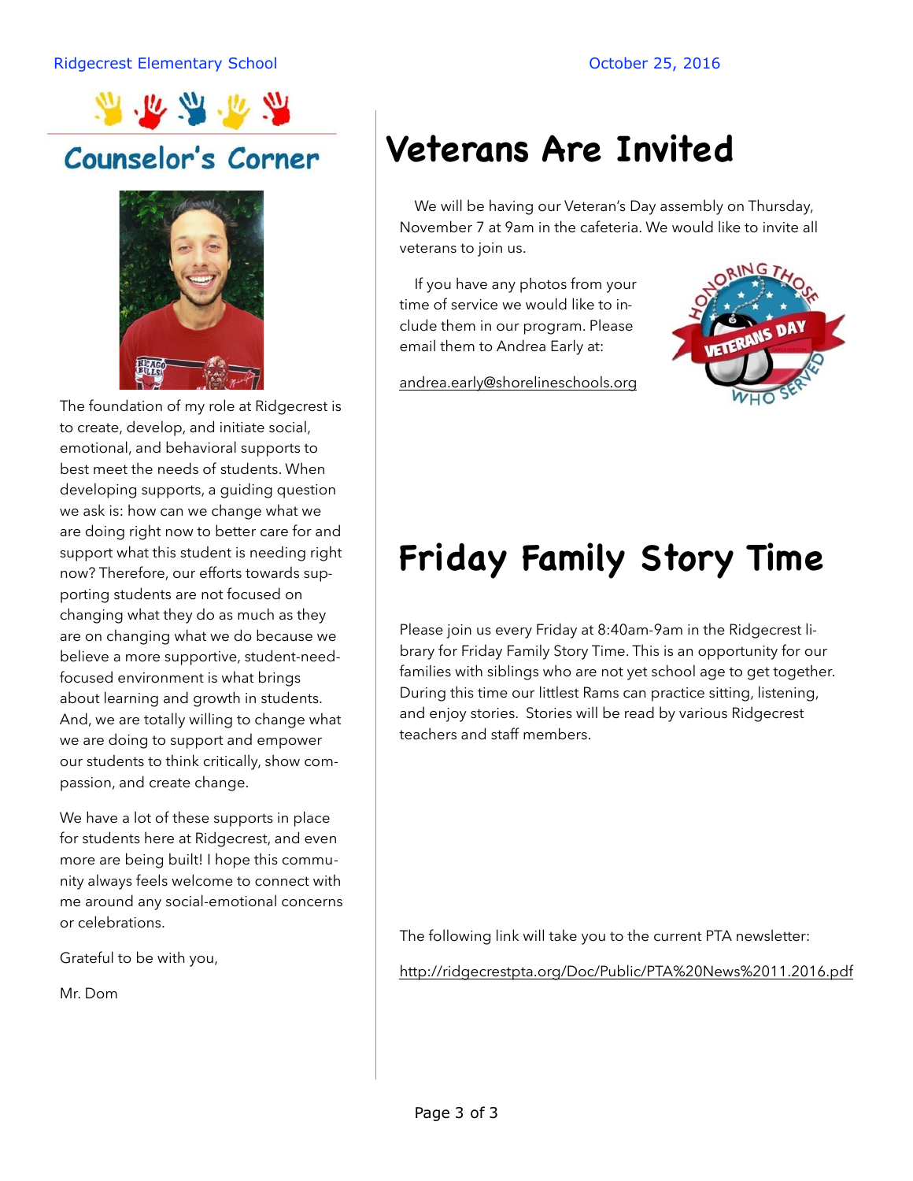## Counselor's Corner

The foundation of my role at Ridgecrest is to create, develop, and initiate social, emotional, and behavioral supports to best meet the needs of students. When developing supports, a guiding question we ask is: how can we change what we are doing right now to better care for and support what this student is needing right now? Therefore, our efforts towards supporting students are not focused on changing what they do as much as they are on changing what we do because we believe a more supportive, student-need-focused environment is what brings about learning and growth in students. And, we are totally willing to change what we are doing to support and empower our students to think critically, show compassion, and create change.

We have a lot of these supports in place for students here at Ridgecrest, and even more are being built! I hope this community always feels welcome to connect with me around any social-emotional concerns or celebrations.

Grateful to be with you,

Mr. Dom

# Veterans Are Invited

We will be having our Veteran's Day assembly on Thursday, November 7 at 9am in the cafeteria. We would like to invite all veterans to join us.

If you have any photos from your time of service we would like to include them in our program. Please email them to Andrea Early at:

andrea.early@shorelineschools.org

# Friday Family Story Time

Please join us every Friday at 8:40am-9am in the Ridgecrest library for Friday Family Story Time. This is an opportunity for our families with siblings who are not yet school age to get together. During this time our littlest Rams can practice sitting, listening, and enjoy stories. Stories will be read by various Ridgecrest teachers and staff members.

The following link will take you to the current PTA newsletter:

http://ridgecrestpta.org/Doc/Public/PTA%20News%2011.2016.pdf